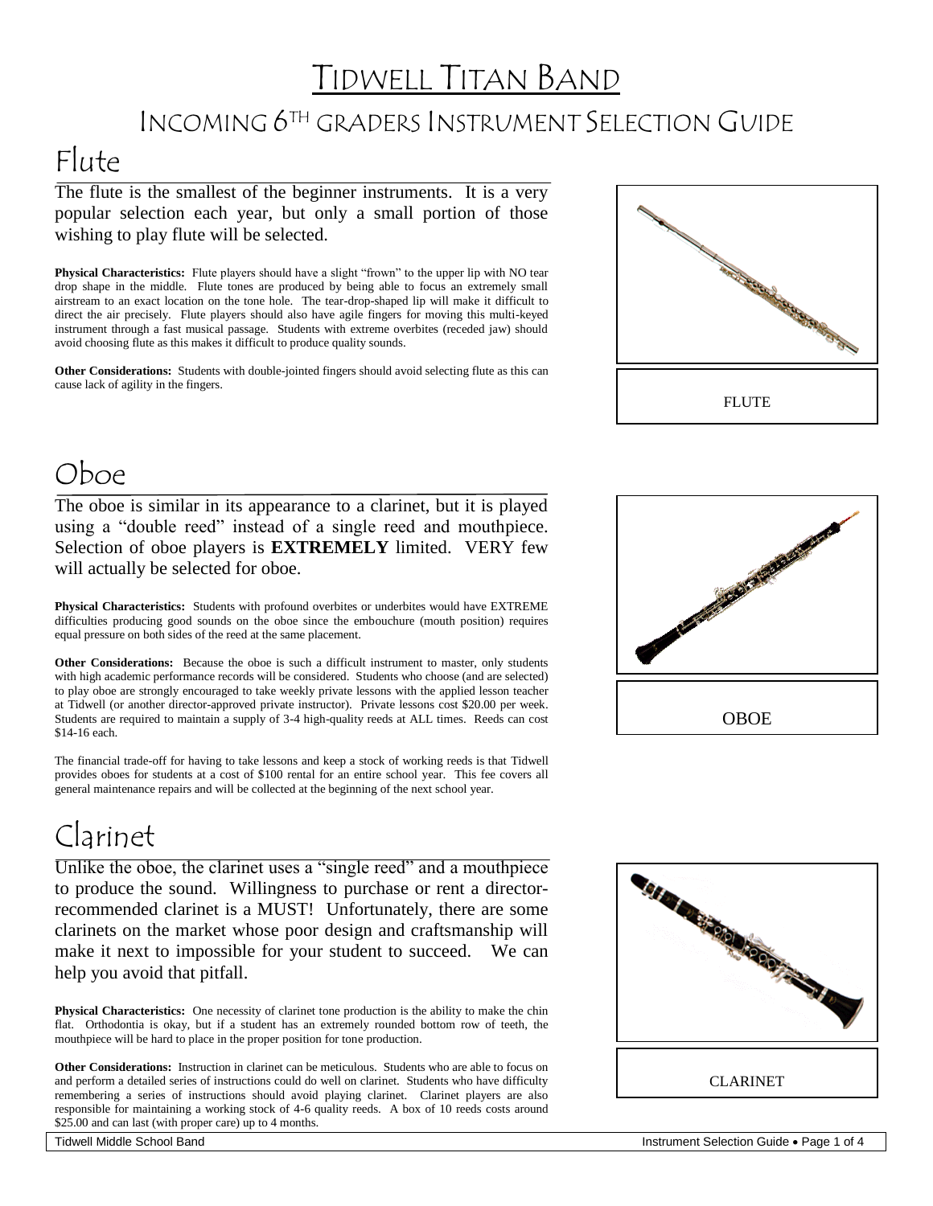# Tidwell Titan Band

## Incoming 6th graders Instrument Selection Guide

## Flute

The flute is the smallest of the beginner instruments. It is a very popular selection each year, but only a small portion of those wishing to play flute will be selected.

**Physical Characteristics:** Flute players should have a slight "frown" to the upper lip with NO tear drop shape in the middle. Flute tones are produced by being able to focus an extremely small airstream to an exact location on the tone hole. The tear-drop-shaped lip will make it difficult to direct the air precisely. Flute players should also have agile fingers for moving this multi-keyed instrument through a fast musical passage. Students with extreme overbites (receded jaw) should avoid choosing flute as this makes it difficult to produce quality sounds.

**Other Considerations:** Students with double-jointed fingers should avoid selecting flute as this can cause lack of agility in the fingers.

FLUTE

## Oboe

The oboe is similar in its appearance to a clarinet, but it is played using a "double reed" instead of a single reed and mouthpiece. Selection of oboe players is **EXTREMELY** limited. VERY few will actually be selected for oboe.

**Physical Characteristics:** Students with profound overbites or underbites would have EXTREME difficulties producing good sounds on the oboe since the embouchure (mouth position) requires equal pressure on both sides of the reed at the same placement.

**Other Considerations:** Because the oboe is such a difficult instrument to master, only students with high academic performance records will be considered. Students who choose (and are selected) to play oboe are strongly encouraged to take weekly private lessons with the applied lesson teacher at Tidwell (or another director-approved private instructor). Private lessons cost $20.00 per week. Students are required to maintain a supply of 3-4 high-quality reeds at ALL times. Reeds can cost $14-16 each.

The financial trade-off for having to take lessons and keep a stock of working reeds is that Tidwell provides oboes for students at a cost of $100 rental for an entire school year. This fee covers all general maintenance repairs and will be collected at the beginning of the next school year.

OBOE

## Clarinet

Unlike the oboe, the clarinet uses a "single reed" and a mouthpiece to produce the sound. Willingness to purchase or rent a director-recommended clarinet is a MUST! Unfortunately, there are some clarinets on the market whose poor design and craftsmanship will make it next to impossible for your student to succeed. We can help you avoid that pitfall.

**Physical Characteristics:** One necessity of clarinet tone production is the ability to make the chin flat. Orthodontia is okay, but if a student has an extremely rounded bottom row of teeth, the mouthpiece will be hard to place in the proper position for tone production.

**Other Considerations:** Instruction in clarinet can be meticulous. Students who are able to focus on and perform a detailed series of instructions could do well on clarinet. Students who have difficulty remembering a series of instructions should avoid playing clarinet. Clarinet players are also responsible for maintaining a working stock of 4-6 quality reeds. A box of 10 reeds costs around $25.00 and can last (with proper care) up to 4 months.

CLARINET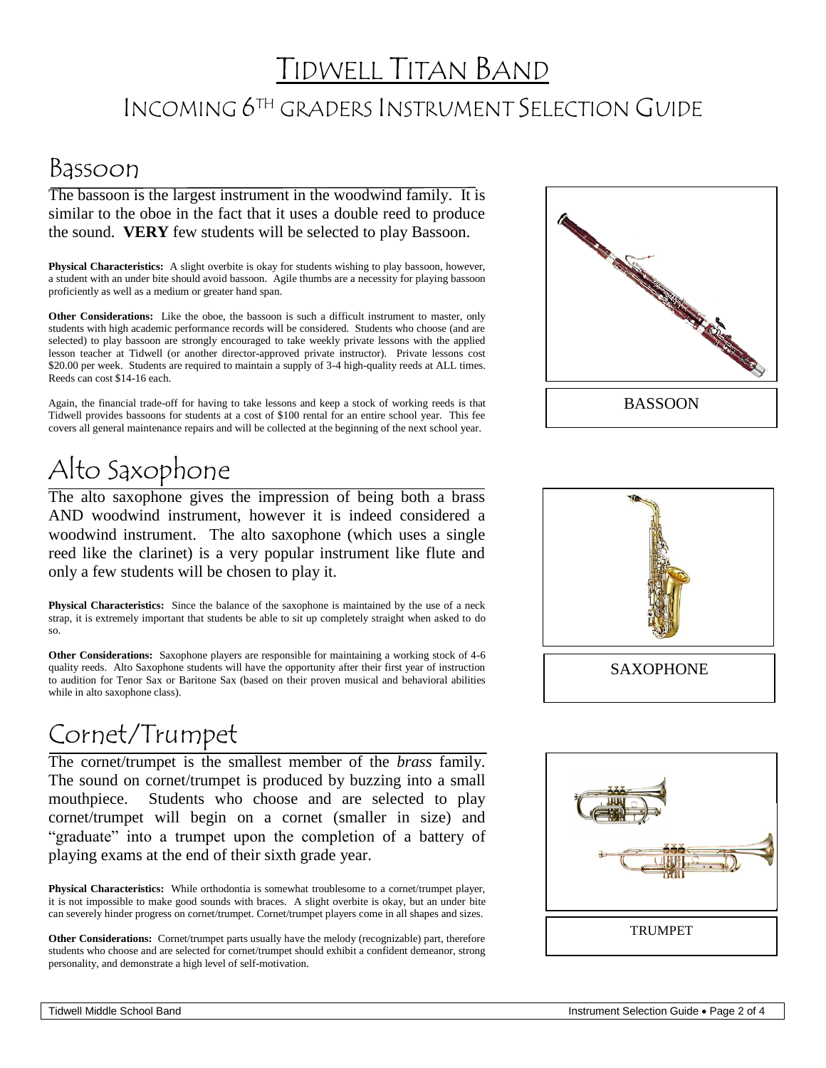# Tidwell Titan Band

## Incoming 6th Graders Instrument Selection Guide

## Bassoon

The bassoon is the largest instrument in the woodwind family. It is similar to the oboe in the fact that it uses a double reed to produce the sound. **VERY** few students will be selected to play Bassoon.

**Physical Characteristics:** A slight overbite is okay for students wishing to play bassoon, however, a student with an under bite should avoid bassoon. Agile thumbs are a necessity for playing bassoon proficiently as well as a medium or greater hand span.

**Other Considerations:** Like the oboe, the bassoon is such a difficult instrument to master, only students with high academic performance records will be considered. Students who choose (and are selected) to play bassoon are strongly encouraged to take weekly private lessons with the applied lesson teacher at Tidwell (or another director-approved private instructor). Private lessons cost $20.00 per week. Students are required to maintain a supply of 3-4 high-quality reeds at ALL times. Reeds can cost $14-16 each.

Again, the financial trade-off for having to take lessons and keep a stock of working reeds is that Tidwell provides bassoons for students at a cost of $100 rental for an entire school year. This fee covers all general maintenance repairs and will be collected at the beginning of the next school year.

BASSOON

## Alto Saxophone

The alto saxophone gives the impression of being both a brass AND woodwind instrument, however it is indeed considered a woodwind instrument. The alto saxophone (which uses a single reed like the clarinet) is a very popular instrument like flute and only a few students will be chosen to play it.

**Physical Characteristics:** Since the balance of the saxophone is maintained by the use of a neck strap, it is extremely important that students be able to sit up completely straight when asked to do so.

**Other Considerations:** Saxophone players are responsible for maintaining a working stock of 4-6 quality reeds. Alto Saxophone students will have the opportunity after their first year of instruction to audition for Tenor Sax or Baritone Sax (based on their proven musical and behavioral abilities while in alto saxophone class).

SAXOPHONE

## Cornet/Trumpet

The cornet/trumpet is the smallest member of the *brass* family. The sound on cornet/trumpet is produced by buzzing into a small mouthpiece. Students who choose and are selected to play cornet/trumpet will begin on a cornet (smaller in size) and "graduate" into a trumpet upon the completion of a battery of playing exams at the end of their sixth grade year.

**Physical Characteristics:** While orthodontia is somewhat troublesome to a cornet/trumpet player, it is not impossible to make good sounds with braces. A slight overbite is okay, but an under bite can severely hinder progress on cornet/trumpet. Cornet/trumpet players come in all shapes and sizes.

**Other Considerations:** Cornet/trumpet parts usually have the melody (recognizable) part, therefore students who choose and are selected for cornet/trumpet should exhibit a confident demeanor, strong personality, and demonstrate a high level of self-motivation.

TRUMPET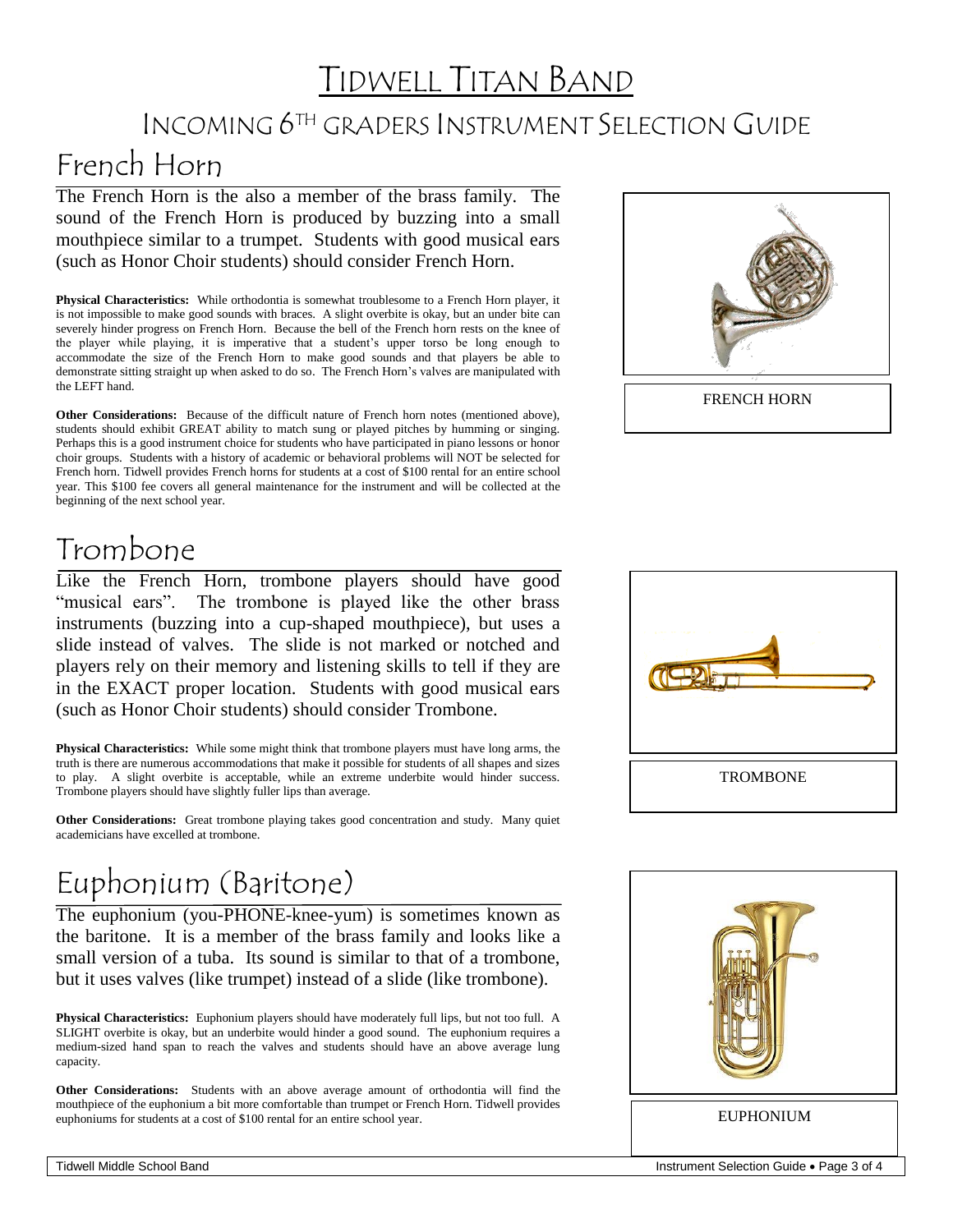# Tidwell Titan Band

## Incoming 6th Graders Instrument Selection Guide

## French Horn

The French Horn is the also a member of the brass family. The sound of the French Horn is produced by buzzing into a small mouthpiece similar to a trumpet. Students with good musical ears (such as Honor Choir students) should consider French Horn.

**Physical Characteristics:** While orthodontia is somewhat troublesome to a French Horn player, it is not impossible to make good sounds with braces. A slight overbite is okay, but an under bite can severely hinder progress on French Horn. Because the bell of the French horn rests on the knee of the player while playing, it is imperative that a student's upper torso be long enough to accommodate the size of the French Horn to make good sounds and that players be able to demonstrate sitting straight up when asked to do so. The French Horn's valves are manipulated with the LEFT hand.

**Other Considerations:** Because of the difficult nature of French horn notes (mentioned above), students should exhibit GREAT ability to match sung or played pitches by humming or singing. Perhaps this is a good instrument choice for students who have participated in piano lessons or honor choir groups. Students with a history of academic or behavioral problems will NOT be selected for French horn. Tidwell provides French horns for students at a cost of $100 rental for an entire school year. This $100 fee covers all general maintenance for the instrument and will be collected at the beginning of the next school year.

FRENCH HORN

## Trombone

Like the French Horn, trombone players should have good "musical ears". The trombone is played like the other brass instruments (buzzing into a cup-shaped mouthpiece), but uses a slide instead of valves. The slide is not marked or notched and players rely on their memory and listening skills to tell if they are in the EXACT proper location. Students with good musical ears (such as Honor Choir students) should consider Trombone.

**Physical Characteristics:** While some might think that trombone players must have long arms, the truth is there are numerous accommodations that make it possible for students of all shapes and sizes to play. A slight overbite is acceptable, while an extreme underbite would hinder success. Trombone players should have slightly fuller lips than average.

**Other Considerations:** Great trombone playing takes good concentration and study. Many quiet academicians have excelled at trombone.

TROMBONE

## Euphonium (Baritone)

The euphonium (you-PHONE-knee-yum) is sometimes known as the baritone. It is a member of the brass family and looks like a small version of a tuba. Its sound is similar to that of a trombone, but it uses valves (like trumpet) instead of a slide (like trombone).

**Physical Characteristics:** Euphonium players should have moderately full lips, but not too full. A SLIGHT overbite is okay, but an underbite would hinder a good sound. The euphonium requires a medium-sized hand span to reach the valves and students should have an above average lung capacity.

**Other Considerations:** Students with an above average amount of orthodontia will find the mouthpiece of the euphonium a bit more comfortable than trumpet or French Horn. Tidwell provides euphoniums for students at a cost of $100 rental for an entire school year.

EUPHONIUM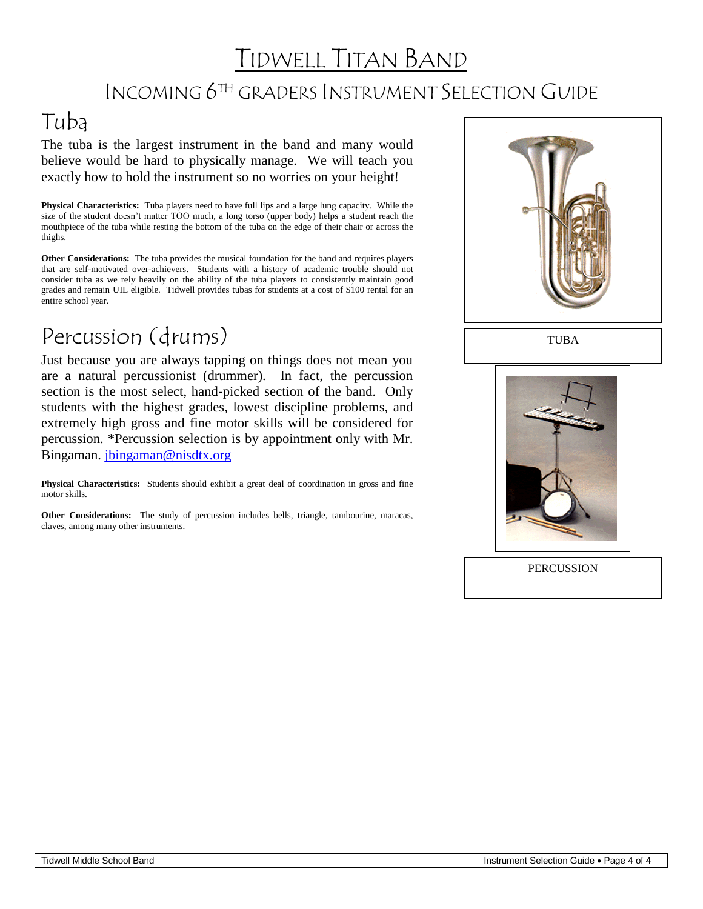# Tidwell Titan Band

## Incoming 6th Graders Instrument Selection Guide

## Tuba

The tuba is the largest instrument in the band and many would believe would be hard to physically manage. We will teach you exactly how to hold the instrument so no worries on your height!

**Physical Characteristics:** Tuba players need to have full lips and a large lung capacity. While the size of the student doesn't matter TOO much, a long torso (upper body) helps a student reach the mouthpiece of the tuba while resting the bottom of the tuba on the edge of their chair or across the thighs.

**Other Considerations:** The tuba provides the musical foundation for the band and requires players that are self-motivated over-achievers. Students with a history of academic trouble should not consider tuba as we rely heavily on the ability of the tuba players to consistently maintain good grades and remain UIL eligible. Tidwell provides tubas for students at a cost of $100 rental for an entire school year.

TUBA

## Percussion (drums)

Just because you are always tapping on things does not mean you are a natural percussionist (drummer). In fact, the percussion section is the most select, hand-picked section of the band. Only students with the highest grades, lowest discipline problems, and extremely high gross and fine motor skills will be considered for percussion. *Percussion selection is by appointment only with Mr. Bingaman. jbingaman@nisdtx.org

**Physical Characteristics:** Students should exhibit a great deal of coordination in gross and fine motor skills.

**Other Considerations:** The study of percussion includes bells, triangle, tambourine, maracas, claves, among many other instruments.

PERCUSSION